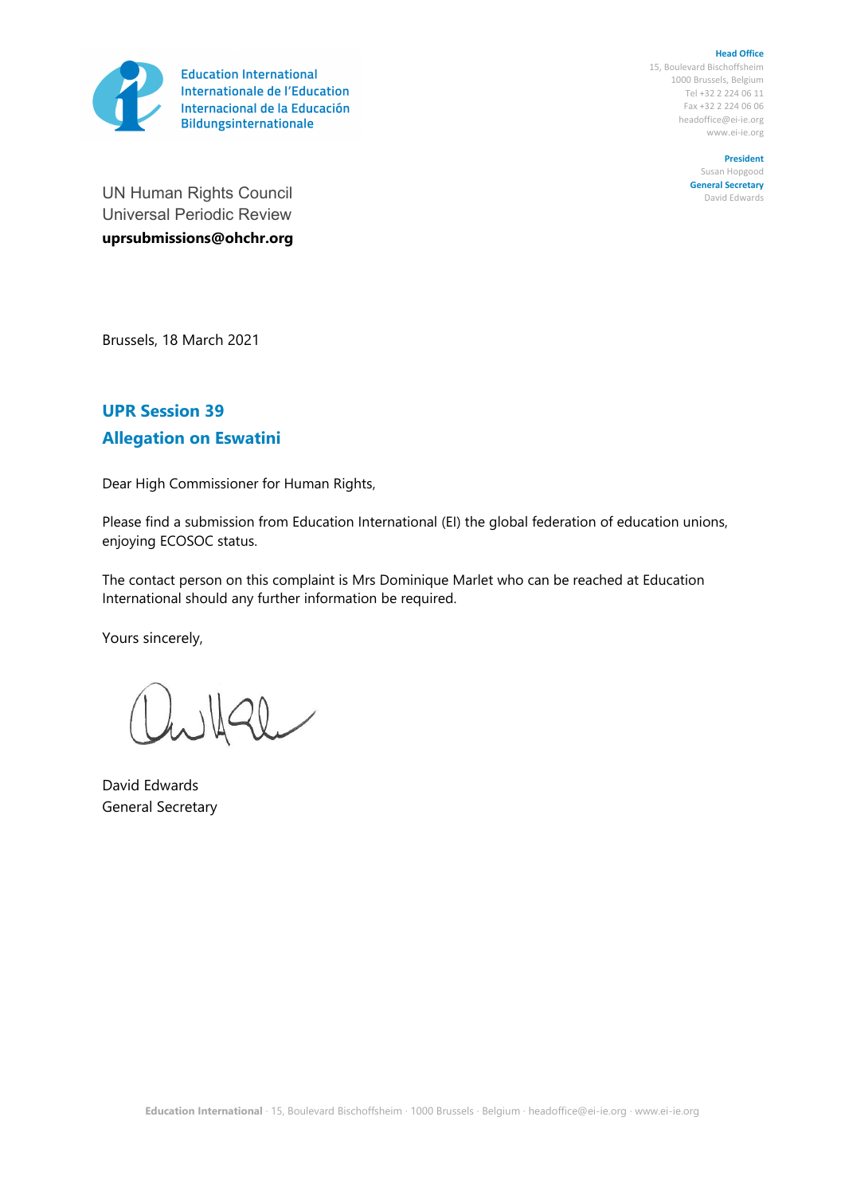Education International
Internationale de l'Education
Internacional de la Educación
Bildungsinternationale

**Head Office**
15, Boulevard Bischoffsheim
1000 Brussels, Belgium
Tel +32 2 224 06 11
Fax +32 2 224 06 06
headoffice@ei-ie.org
www.ei-ie.org

**President**
Susan Hopgood
**General Secretary**
David Edwards

UN Human Rights Council
Universal Periodic Review
**uprsubmissions@ohchr.org**

Brussels, 18 March 2021

## UPR Session 39
## Allegation on Eswatini

Dear High Commissioner for Human Rights,

Please find a submission from Education International (EI) the global federation of education unions, enjoying ECOSOC status.

The contact person on this complaint is Mrs Dominique Marlet who can be reached at Education International should any further information be required.

Yours sincerely,

David Edwards
General Secretary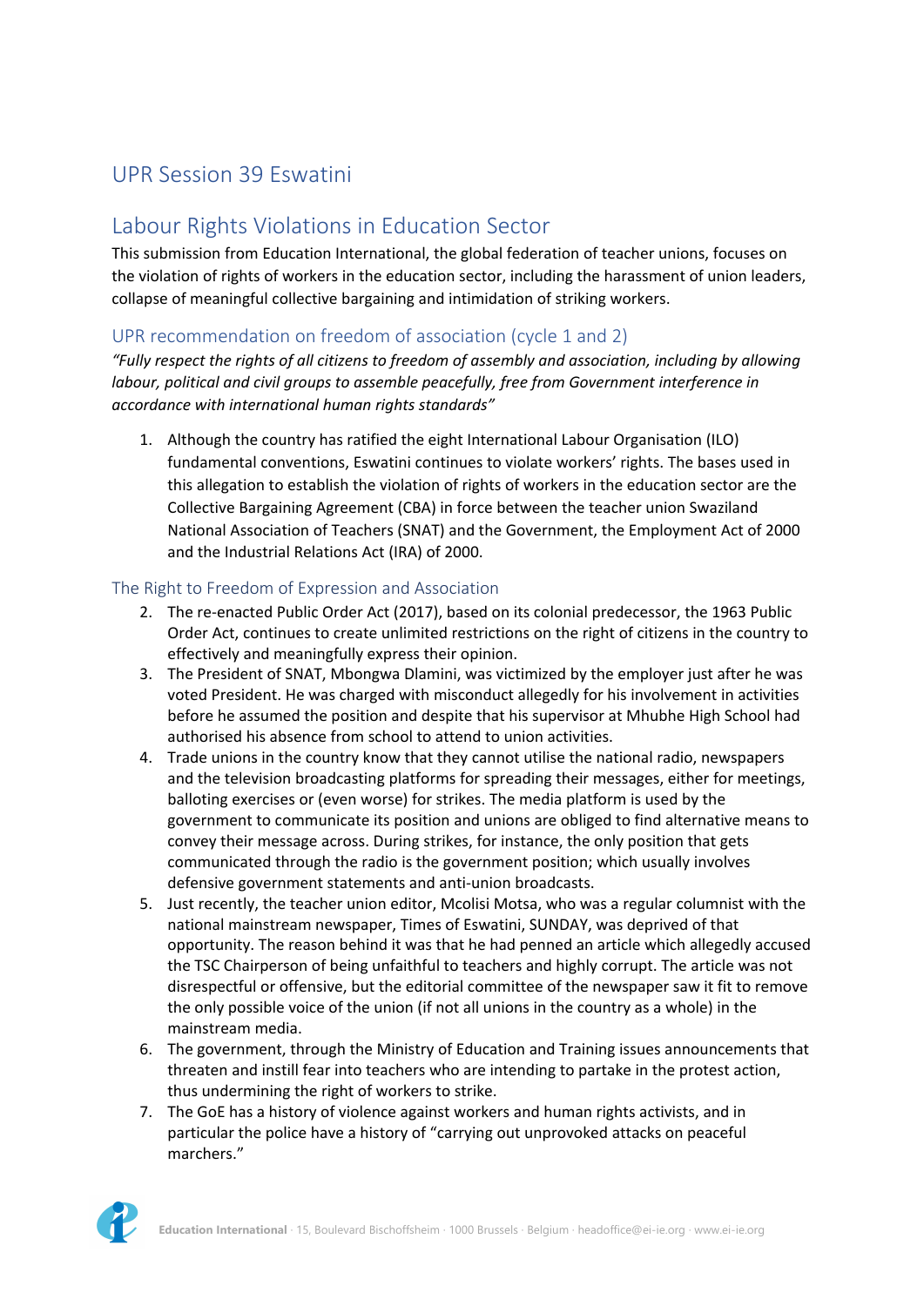## UPR Session 39 Eswatini

## Labour Rights Violations in Education Sector

This submission from Education International, the global federation of teacher unions, focuses on the violation of rights of workers in the education sector, including the harassment of union leaders, collapse of meaningful collective bargaining and intimidation of striking workers.

### UPR recommendation on freedom of association (cycle 1 and 2)

*"Fully respect the rights of all citizens to freedom of assembly and association, including by allowing labour, political and civil groups to assemble peacefully, free from Government interference in accordance with international human rights standards"*

1. Although the country has ratified the eight International Labour Organisation (ILO) fundamental conventions, Eswatini continues to violate workers' rights. The bases used in this allegation to establish the violation of rights of workers in the education sector are the Collective Bargaining Agreement (CBA) in force between the teacher union Swaziland National Association of Teachers (SNAT) and the Government, the Employment Act of 2000 and the Industrial Relations Act (IRA) of 2000.

### The Right to Freedom of Expression and Association

2. The re-enacted Public Order Act (2017), based on its colonial predecessor, the 1963 Public Order Act, continues to create unlimited restrictions on the right of citizens in the country to effectively and meaningfully express their opinion.
3. The President of SNAT, Mbongwa Dlamini, was victimized by the employer just after he was voted President. He was charged with misconduct allegedly for his involvement in activities before he assumed the position and despite that his supervisor at Mhubhe High School had authorised his absence from school to attend to union activities.
4. Trade unions in the country know that they cannot utilise the national radio, newspapers and the television broadcasting platforms for spreading their messages, either for meetings, balloting exercises or (even worse) for strikes. The media platform is used by the government to communicate its position and unions are obliged to find alternative means to convey their message across. During strikes, for instance, the only position that gets communicated through the radio is the government position; which usually involves defensive government statements and anti-union broadcasts.
5. Just recently, the teacher union editor, Mcolisi Motsa, who was a regular columnist with the national mainstream newspaper, Times of Eswatini, SUNDAY, was deprived of that opportunity. The reason behind it was that he had penned an article which allegedly accused the TSC Chairperson of being unfaithful to teachers and highly corrupt. The article was not disrespectful or offensive, but the editorial committee of the newspaper saw it fit to remove the only possible voice of the union (if not all unions in the country as a whole) in the mainstream media.
6. The government, through the Ministry of Education and Training issues announcements that threaten and instill fear into teachers who are intending to partake in the protest action, thus undermining the right of workers to strike.
7. The GoE has a history of violence against workers and human rights activists, and in particular the police have a history of "carrying out unprovoked attacks on peaceful marchers."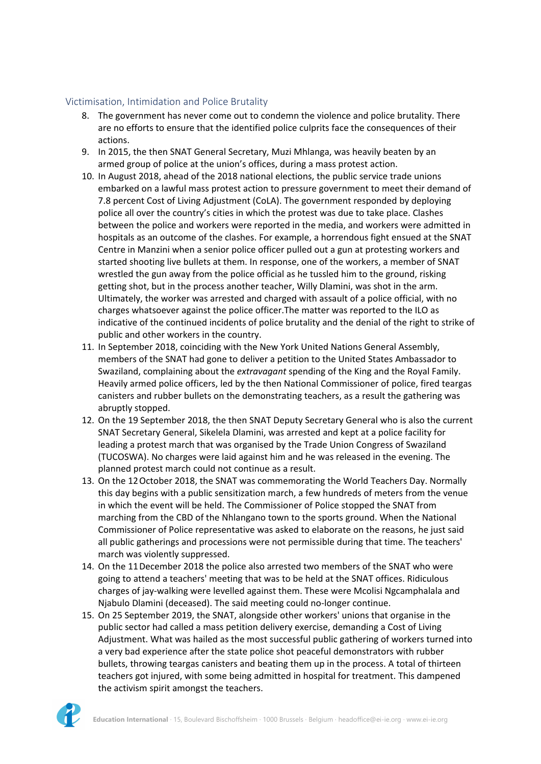## Victimisation, Intimidation and Police Brutality

8. The government has never come out to condemn the violence and police brutality. There are no efforts to ensure that the identified police culprits face the consequences of their actions.
9. In 2015, the then SNAT General Secretary, Muzi Mhlanga, was heavily beaten by an armed group of police at the union's offices, during a mass protest action.
10. In August 2018, ahead of the 2018 national elections, the public service trade unions embarked on a lawful mass protest action to pressure government to meet their demand of 7.8 percent Cost of Living Adjustment (CoLA). The government responded by deploying police all over the country's cities in which the protest was due to take place. Clashes between the police and workers were reported in the media, and workers were admitted in hospitals as an outcome of the clashes. For example, a horrendous fight ensued at the SNAT Centre in Manzini when a senior police officer pulled out a gun at protesting workers and started shooting live bullets at them. In response, one of the workers, a member of SNAT wrestled the gun away from the police official as he tussled him to the ground, risking getting shot, but in the process another teacher, Willy Dlamini, was shot in the arm. Ultimately, the worker was arrested and charged with assault of a police official, with no charges whatsoever against the police officer.The matter was reported to the ILO as indicative of the continued incidents of police brutality and the denial of the right to strike of public and other workers in the country.
11. In September 2018, coinciding with the New York United Nations General Assembly, members of the SNAT had gone to deliver a petition to the United States Ambassador to Swaziland, complaining about the *extravagant* spending of the King and the Royal Family. Heavily armed police officers, led by the then National Commissioner of police, fired teargas canisters and rubber bullets on the demonstrating teachers, as a result the gathering was abruptly stopped.
12. On the 19 September 2018, the then SNAT Deputy Secretary General who is also the current SNAT Secretary General, Sikelela Dlamini, was arrested and kept at a police facility for leading a protest march that was organised by the Trade Union Congress of Swaziland (TUCOSWA). No charges were laid against him and he was released in the evening. The planned protest march could not continue as a result.
13. On the 12 October 2018, the SNAT was commemorating the World Teachers Day. Normally this day begins with a public sensitization march, a few hundreds of meters from the venue in which the event will be held. The Commissioner of Police stopped the SNAT from marching from the CBD of the Nhlangano town to the sports ground. When the National Commissioner of Police representative was asked to elaborate on the reasons, he just said all public gatherings and processions were not permissible during that time. The teachers' march was violently suppressed.
14. On the 11 December 2018 the police also arrested two members of the SNAT who were going to attend a teachers' meeting that was to be held at the SNAT offices. Ridiculous charges of jay-walking were levelled against them. These were Mcolisi Ngcamphalala and Njabulo Dlamini (deceased). The said meeting could no-longer continue.
15. On 25 September 2019, the SNAT, alongside other workers' unions that organise in the public sector had called a mass petition delivery exercise, demanding a Cost of Living Adjustment. What was hailed as the most successful public gathering of workers turned into a very bad experience after the state police shot peaceful demonstrators with rubber bullets, throwing teargas canisters and beating them up in the process. A total of thirteen teachers got injured, with some being admitted in hospital for treatment. This dampened the activism spirit amongst the teachers.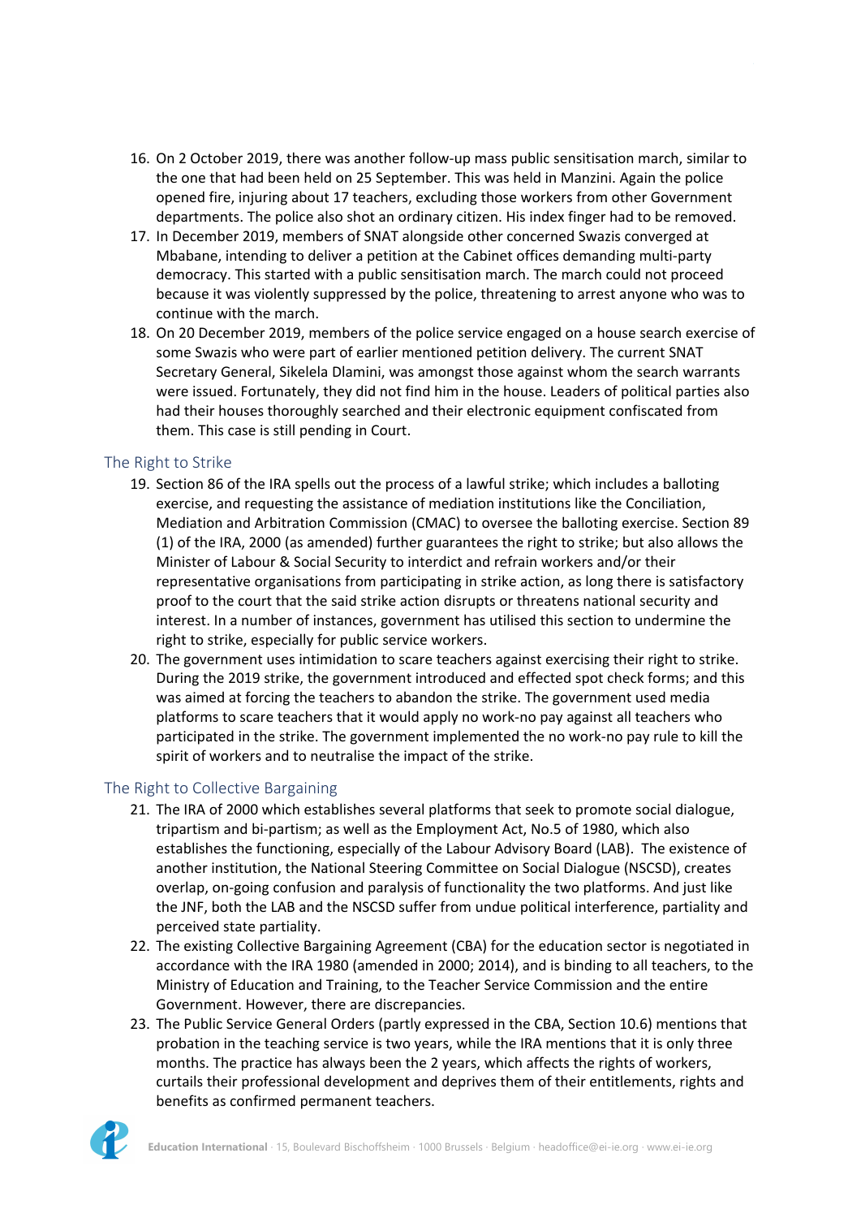16. On 2 October 2019, there was another follow-up mass public sensitisation march, similar to the one that had been held on 25 September. This was held in Manzini. Again the police opened fire, injuring about 17 teachers, excluding those workers from other Government departments. The police also shot an ordinary citizen. His index finger had to be removed.
17. In December 2019, members of SNAT alongside other concerned Swazis converged at Mbabane, intending to deliver a petition at the Cabinet offices demanding multi-party democracy. This started with a public sensitisation march. The march could not proceed because it was violently suppressed by the police, threatening to arrest anyone who was to continue with the march.
18. On 20 December 2019, members of the police service engaged on a house search exercise of some Swazis who were part of earlier mentioned petition delivery. The current SNAT Secretary General, Sikelela Dlamini, was amongst those against whom the search warrants were issued. Fortunately, they did not find him in the house. Leaders of political parties also had their houses thoroughly searched and their electronic equipment confiscated from them. This case is still pending in Court.

## The Right to Strike

19. Section 86 of the IRA spells out the process of a lawful strike; which includes a balloting exercise, and requesting the assistance of mediation institutions like the Conciliation, Mediation and Arbitration Commission (CMAC) to oversee the balloting exercise. Section 89 (1) of the IRA, 2000 (as amended) further guarantees the right to strike; but also allows the Minister of Labour & Social Security to interdict and refrain workers and/or their representative organisations from participating in strike action, as long there is satisfactory proof to the court that the said strike action disrupts or threatens national security and interest. In a number of instances, government has utilised this section to undermine the right to strike, especially for public service workers.
20. The government uses intimidation to scare teachers against exercising their right to strike. During the 2019 strike, the government introduced and effected spot check forms; and this was aimed at forcing the teachers to abandon the strike. The government used media platforms to scare teachers that it would apply no work-no pay against all teachers who participated in the strike. The government implemented the no work-no pay rule to kill the spirit of workers and to neutralise the impact of the strike.

## The Right to Collective Bargaining

21. The IRA of 2000 which establishes several platforms that seek to promote social dialogue, tripartism and bi-partism; as well as the Employment Act, No.5 of 1980, which also establishes the functioning, especially of the Labour Advisory Board (LAB). The existence of another institution, the National Steering Committee on Social Dialogue (NSCSD), creates overlap, on-going confusion and paralysis of functionality the two platforms. And just like the JNF, both the LAB and the NSCSD suffer from undue political interference, partiality and perceived state partiality.
22. The existing Collective Bargaining Agreement (CBA) for the education sector is negotiated in accordance with the IRA 1980 (amended in 2000; 2014), and is binding to all teachers, to the Ministry of Education and Training, to the Teacher Service Commission and the entire Government. However, there are discrepancies.
23. The Public Service General Orders (partly expressed in the CBA, Section 10.6) mentions that probation in the teaching service is two years, while the IRA mentions that it is only three months. The practice has always been the 2 years, which affects the rights of workers, curtails their professional development and deprives them of their entitlements, rights and benefits as confirmed permanent teachers.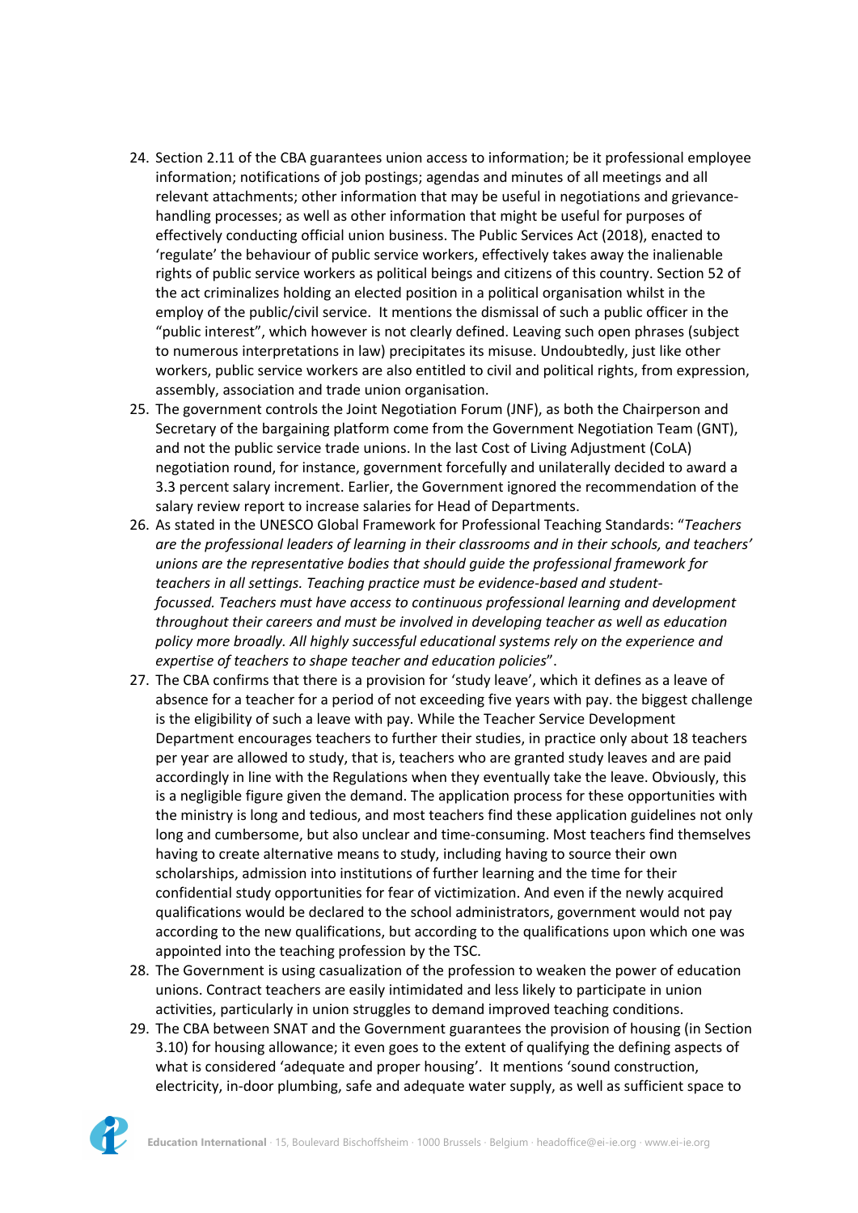24. Section 2.11 of the CBA guarantees union access to information; be it professional employee information; notifications of job postings; agendas and minutes of all meetings and all relevant attachments; other information that may be useful in negotiations and grievance-handling processes; as well as other information that might be useful for purposes of effectively conducting official union business. The Public Services Act (2018), enacted to 'regulate' the behaviour of public service workers, effectively takes away the inalienable rights of public service workers as political beings and citizens of this country. Section 52 of the act criminalizes holding an elected position in a political organisation whilst in the employ of the public/civil service. It mentions the dismissal of such a public officer in the "public interest", which however is not clearly defined. Leaving such open phrases (subject to numerous interpretations in law) precipitates its misuse. Undoubtedly, just like other workers, public service workers are also entitled to civil and political rights, from expression, assembly, association and trade union organisation.
25. The government controls the Joint Negotiation Forum (JNF), as both the Chairperson and Secretary of the bargaining platform come from the Government Negotiation Team (GNT), and not the public service trade unions. In the last Cost of Living Adjustment (CoLA) negotiation round, for instance, government forcefully and unilaterally decided to award a 3.3 percent salary increment. Earlier, the Government ignored the recommendation of the salary review report to increase salaries for Head of Departments.
26. As stated in the UNESCO Global Framework for Professional Teaching Standards: "*Teachers are the professional leaders of learning in their classrooms and in their schools, and teachers' unions are the representative bodies that should guide the professional framework for teachers in all settings. Teaching practice must be evidence-based and student-focussed. Teachers must have access to continuous professional learning and development throughout their careers and must be involved in developing teacher as well as education policy more broadly. All highly successful educational systems rely on the experience and expertise of teachers to shape teacher and education policies*".
27. The CBA confirms that there is a provision for 'study leave', which it defines as a leave of absence for a teacher for a period of not exceeding five years with pay. the biggest challenge is the eligibility of such a leave with pay. While the Teacher Service Development Department encourages teachers to further their studies, in practice only about 18 teachers per year are allowed to study, that is, teachers who are granted study leaves and are paid accordingly in line with the Regulations when they eventually take the leave. Obviously, this is a negligible figure given the demand. The application process for these opportunities with the ministry is long and tedious, and most teachers find these application guidelines not only long and cumbersome, but also unclear and time-consuming. Most teachers find themselves having to create alternative means to study, including having to source their own scholarships, admission into institutions of further learning and the time for their confidential study opportunities for fear of victimization. And even if the newly acquired qualifications would be declared to the school administrators, government would not pay according to the new qualifications, but according to the qualifications upon which one was appointed into the teaching profession by the TSC.
28. The Government is using casualization of the profession to weaken the power of education unions. Contract teachers are easily intimidated and less likely to participate in union activities, particularly in union struggles to demand improved teaching conditions.
29. The CBA between SNAT and the Government guarantees the provision of housing (in Section 3.10) for housing allowance; it even goes to the extent of qualifying the defining aspects of what is considered 'adequate and proper housing'. It mentions 'sound construction, electricity, in-door plumbing, safe and adequate water supply, as well as sufficient space to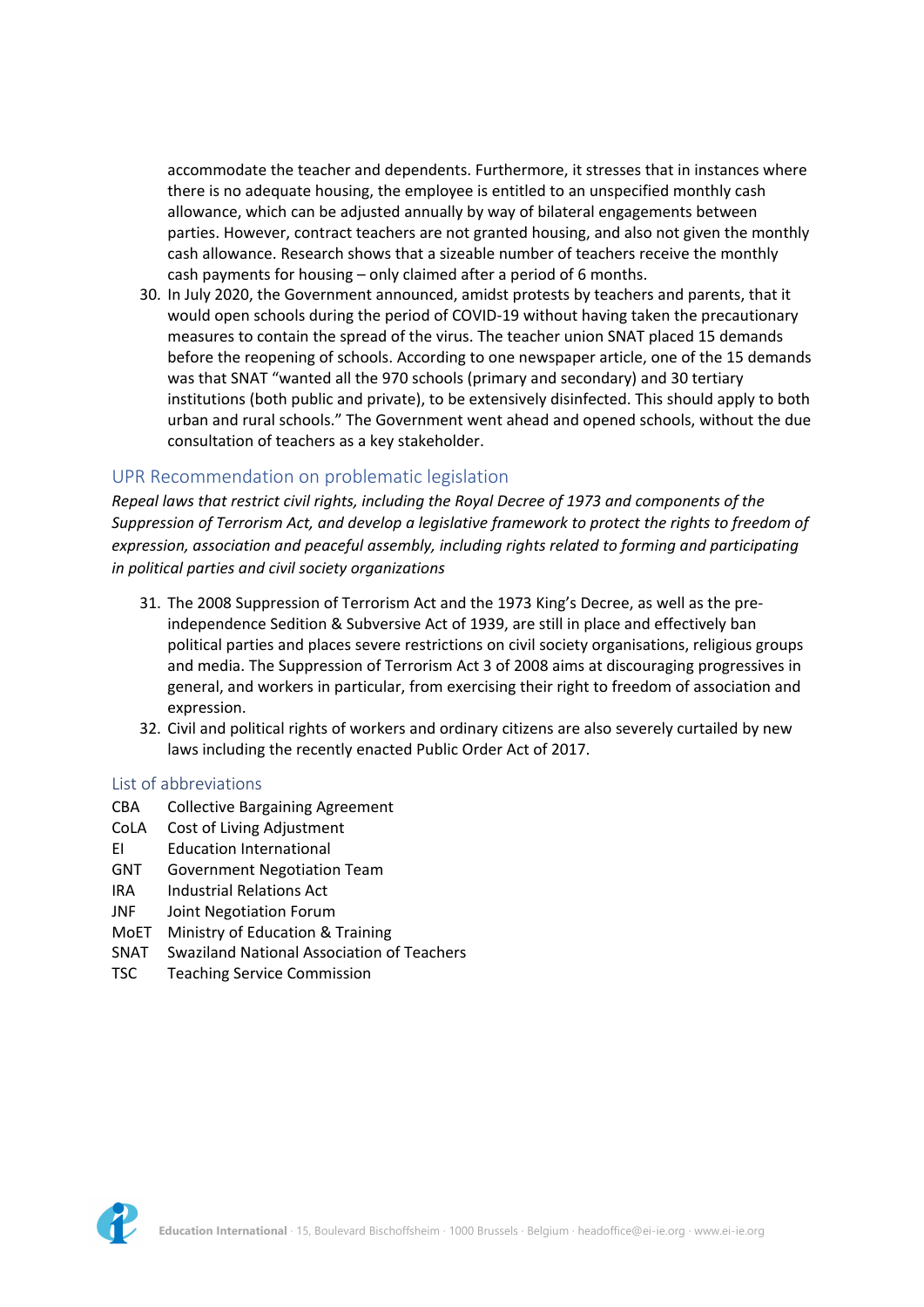accommodate the teacher and dependents. Furthermore, it stresses that in instances where there is no adequate housing, the employee is entitled to an unspecified monthly cash allowance, which can be adjusted annually by way of bilateral engagements between parties. However, contract teachers are not granted housing, and also not given the monthly cash allowance. Research shows that a sizeable number of teachers receive the monthly cash payments for housing – only claimed after a period of 6 months.

30. In July 2020, the Government announced, amidst protests by teachers and parents, that it would open schools during the period of COVID-19 without having taken the precautionary measures to contain the spread of the virus. The teacher union SNAT placed 15 demands before the reopening of schools. According to one newspaper article, one of the 15 demands was that SNAT "wanted all the 970 schools (primary and secondary) and 30 tertiary institutions (both public and private), to be extensively disinfected. This should apply to both urban and rural schools." The Government went ahead and opened schools, without the due consultation of teachers as a key stakeholder.

## UPR Recommendation on problematic legislation

*Repeal laws that restrict civil rights, including the Royal Decree of 1973 and components of the Suppression of Terrorism Act, and develop a legislative framework to protect the rights to freedom of expression, association and peaceful assembly, including rights related to forming and participating in political parties and civil society organizations*

31. The 2008 Suppression of Terrorism Act and the 1973 King's Decree, as well as the pre-independence Sedition & Subversive Act of 1939, are still in place and effectively ban political parties and places severe restrictions on civil society organisations, religious groups and media. The Suppression of Terrorism Act 3 of 2008 aims at discouraging progressives in general, and workers in particular, from exercising their right to freedom of association and expression.
32. Civil and political rights of workers and ordinary citizens are also severely curtailed by new laws including the recently enacted Public Order Act of 2017.

## List of abbreviations

| | |
|---|---|
| CBA | Collective Bargaining Agreement |
| CoLA | Cost of Living Adjustment |
| EI | Education International |
| GNT | Government Negotiation Team |
| IRA | Industrial Relations Act |
| JNF | Joint Negotiation Forum |
| MoET | Ministry of Education & Training |
| SNAT | Swaziland National Association of Teachers |
| TSC | Teaching Service Commission |